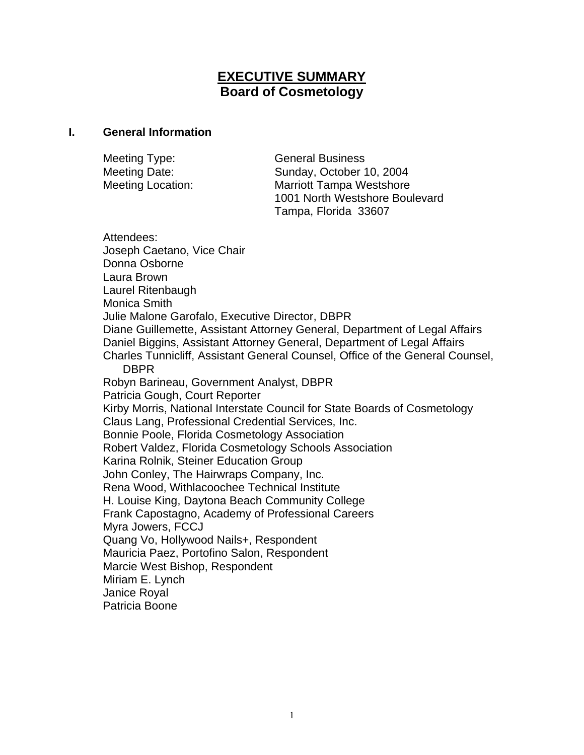# EXECUTIVE SUMMARY
## Board of Cosmetology

### I. General Information

| | |
|---|---|
| Meeting Type: | General Business |
| Meeting Date: | Sunday, October 10, 2004 |
| Meeting Location: | Marriott Tampa Westshore<br>1001 North Westshore Boulevard<br>Tampa, Florida 33607 |

Attendees:
Joseph Caetano, Vice Chair
Donna Osborne
Laura Brown
Laurel Ritenbaugh
Monica Smith
Julie Malone Garofalo, Executive Director, DBPR
Diane Guillemette, Assistant Attorney General, Department of Legal Affairs
Daniel Biggins, Assistant Attorney General, Department of Legal Affairs
Charles Tunnicliff, Assistant General Counsel, Office of the General Counsel, DBPR
Robyn Barineau, Government Analyst, DBPR
Patricia Gough, Court Reporter
Kirby Morris, National Interstate Council for State Boards of Cosmetology
Claus Lang, Professional Credential Services, Inc.
Bonnie Poole, Florida Cosmetology Association
Robert Valdez, Florida Cosmetology Schools Association
Karina Rolnik, Steiner Education Group
John Conley, The Hairwraps Company, Inc.
Rena Wood, Withlacoochee Technical Institute
H. Louise King, Daytona Beach Community College
Frank Capostagno, Academy of Professional Careers
Myra Jowers, FCCJ
Quang Vo, Hollywood Nails+, Respondent
Mauricia Paez, Portofino Salon, Respondent
Marcie West Bishop, Respondent
Miriam E. Lynch
Janice Royal
Patricia Boone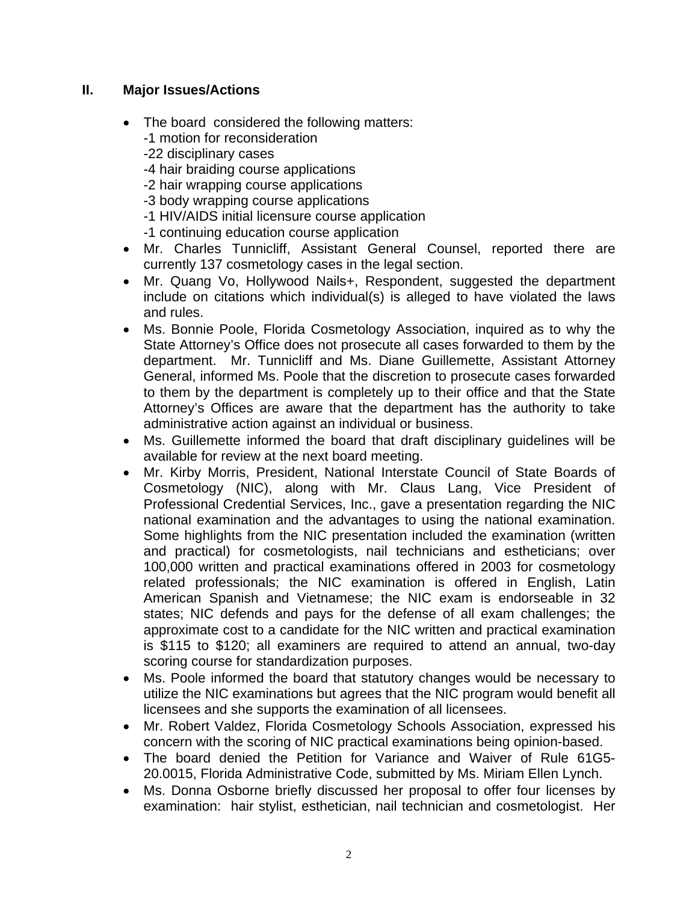## II. Major Issues/Actions

- The board considered the following matters:
  -1 motion for reconsideration
  -22 disciplinary cases
  -4 hair braiding course applications
  -2 hair wrapping course applications
  -3 body wrapping course applications
  -1 HIV/AIDS initial licensure course application
  -1 continuing education course application
- Mr. Charles Tunnicliff, Assistant General Counsel, reported there are currently 137 cosmetology cases in the legal section.
- Mr. Quang Vo, Hollywood Nails+, Respondent, suggested the department include on citations which individual(s) is alleged to have violated the laws and rules.
- Ms. Bonnie Poole, Florida Cosmetology Association, inquired as to why the State Attorney's Office does not prosecute all cases forwarded to them by the department. Mr. Tunnicliff and Ms. Diane Guillemette, Assistant Attorney General, informed Ms. Poole that the discretion to prosecute cases forwarded to them by the department is completely up to their office and that the State Attorney's Offices are aware that the department has the authority to take administrative action against an individual or business.
- Ms. Guillemette informed the board that draft disciplinary guidelines will be available for review at the next board meeting.
- Mr. Kirby Morris, President, National Interstate Council of State Boards of Cosmetology (NIC), along with Mr. Claus Lang, Vice President of Professional Credential Services, Inc., gave a presentation regarding the NIC national examination and the advantages to using the national examination. Some highlights from the NIC presentation included the examination (written and practical) for cosmetologists, nail technicians and estheticians; over 100,000 written and practical examinations offered in 2003 for cosmetology related professionals; the NIC examination is offered in English, Latin American Spanish and Vietnamese; the NIC exam is endorseable in 32 states; NIC defends and pays for the defense of all exam challenges; the approximate cost to a candidate for the NIC written and practical examination is $115 to $120; all examiners are required to attend an annual, two-day scoring course for standardization purposes.
- Ms. Poole informed the board that statutory changes would be necessary to utilize the NIC examinations but agrees that the NIC program would benefit all licensees and she supports the examination of all licensees.
- Mr. Robert Valdez, Florida Cosmetology Schools Association, expressed his concern with the scoring of NIC practical examinations being opinion-based.
- The board denied the Petition for Variance and Waiver of Rule 61G5-20.0015, Florida Administrative Code, submitted by Ms. Miriam Ellen Lynch.
- Ms. Donna Osborne briefly discussed her proposal to offer four licenses by examination: hair stylist, esthetician, nail technician and cosmetologist. Her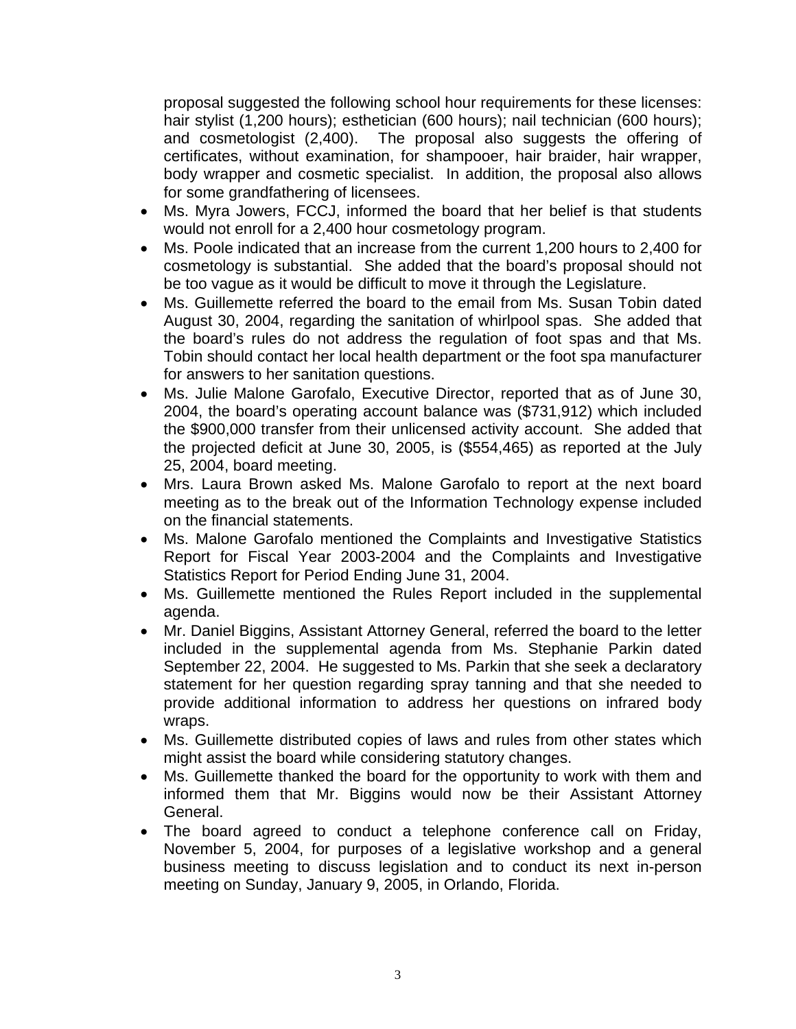proposal suggested the following school hour requirements for these licenses: hair stylist (1,200 hours); esthetician (600 hours); nail technician (600 hours); and cosmetologist (2,400). The proposal also suggests the offering of certificates, without examination, for shampooer, hair braider, hair wrapper, body wrapper and cosmetic specialist. In addition, the proposal also allows for some grandfathering of licensees.

- Ms. Myra Jowers, FCCJ, informed the board that her belief is that students would not enroll for a 2,400 hour cosmetology program.
- Ms. Poole indicated that an increase from the current 1,200 hours to 2,400 for cosmetology is substantial. She added that the board's proposal should not be too vague as it would be difficult to move it through the Legislature.
- Ms. Guillemette referred the board to the email from Ms. Susan Tobin dated August 30, 2004, regarding the sanitation of whirlpool spas. She added that the board's rules do not address the regulation of foot spas and that Ms. Tobin should contact her local health department or the foot spa manufacturer for answers to her sanitation questions.
- Ms. Julie Malone Garofalo, Executive Director, reported that as of June 30, 2004, the board's operating account balance was ($731,912) which included the $900,000 transfer from their unlicensed activity account. She added that the projected deficit at June 30, 2005, is ($554,465) as reported at the July 25, 2004, board meeting.
- Mrs. Laura Brown asked Ms. Malone Garofalo to report at the next board meeting as to the break out of the Information Technology expense included on the financial statements.
- Ms. Malone Garofalo mentioned the Complaints and Investigative Statistics Report for Fiscal Year 2003-2004 and the Complaints and Investigative Statistics Report for Period Ending June 31, 2004.
- Ms. Guillemette mentioned the Rules Report included in the supplemental agenda.
- Mr. Daniel Biggins, Assistant Attorney General, referred the board to the letter included in the supplemental agenda from Ms. Stephanie Parkin dated September 22, 2004. He suggested to Ms. Parkin that she seek a declaratory statement for her question regarding spray tanning and that she needed to provide additional information to address her questions on infrared body wraps.
- Ms. Guillemette distributed copies of laws and rules from other states which might assist the board while considering statutory changes.
- Ms. Guillemette thanked the board for the opportunity to work with them and informed them that Mr. Biggins would now be their Assistant Attorney General.
- The board agreed to conduct a telephone conference call on Friday, November 5, 2004, for purposes of a legislative workshop and a general business meeting to discuss legislation and to conduct its next in-person meeting on Sunday, January 9, 2005, in Orlando, Florida.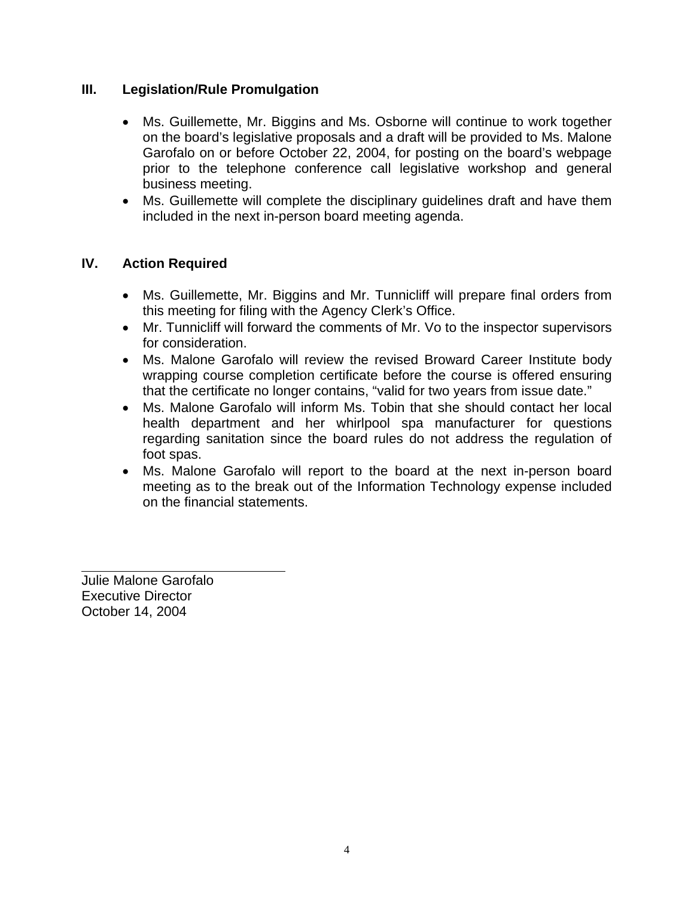## III. Legislation/Rule Promulgation

- Ms. Guillemette, Mr. Biggins and Ms. Osborne will continue to work together on the board's legislative proposals and a draft will be provided to Ms. Malone Garofalo on or before October 22, 2004, for posting on the board's webpage prior to the telephone conference call legislative workshop and general business meeting.
- Ms. Guillemette will complete the disciplinary guidelines draft and have them included in the next in-person board meeting agenda.

## IV. Action Required

- Ms. Guillemette, Mr. Biggins and Mr. Tunnicliff will prepare final orders from this meeting for filing with the Agency Clerk's Office.
- Mr. Tunnicliff will forward the comments of Mr. Vo to the inspector supervisors for consideration.
- Ms. Malone Garofalo will review the revised Broward Career Institute body wrapping course completion certificate before the course is offered ensuring that the certificate no longer contains, "valid for two years from issue date."
- Ms. Malone Garofalo will inform Ms. Tobin that she should contact her local health department and her whirlpool spa manufacturer for questions regarding sanitation since the board rules do not address the regulation of foot spas.
- Ms. Malone Garofalo will report to the board at the next in-person board meeting as to the break out of the Information Technology expense included on the financial statements.

Julie Malone Garofalo
Executive Director
October 14, 2004